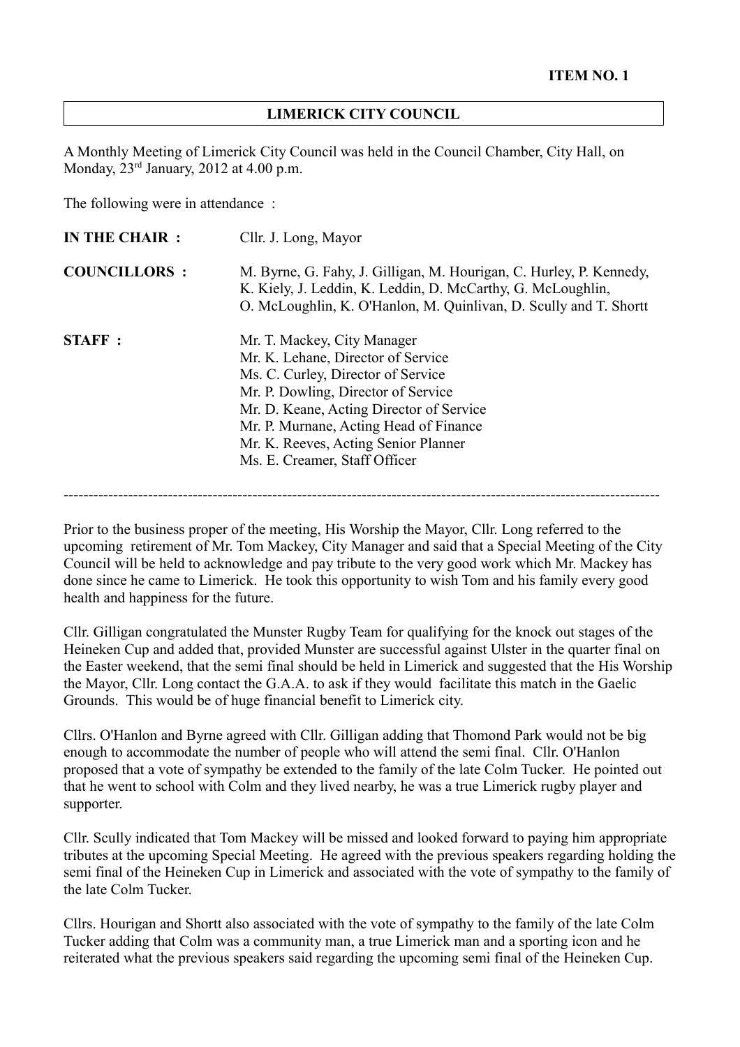**ITEM NO. 1**

# LIMERICK CITY COUNCIL

A Monthly Meeting of Limerick City Council was held in the Council Chamber, City Hall, on Monday, 23rd January, 2012 at 4.00 p.m.

The following were in attendance :

**IN THE CHAIR :** Cllr. J. Long, Mayor

**COUNCILLORS :** M. Byrne, G. Fahy, J. Gilligan, M. Hourigan, C. Hurley, P. Kennedy, K. Kiely, J. Leddin, K. Leddin, D. McCarthy, G. McLoughlin, O. McLoughlin, K. O'Hanlon, M. Quinlivan, D. Scully and T. Shortt

**STAFF :**
Mr. T. Mackey, City Manager
Mr. K. Lehane, Director of Service
Ms. C. Curley, Director of Service
Mr. P. Dowling, Director of Service
Mr. D. Keane, Acting Director of Service
Mr. P. Murnane, Acting Head of Finance
Mr. K. Reeves, Acting Senior Planner
Ms. E. Creamer, Staff Officer

---

Prior to the business proper of the meeting, His Worship the Mayor, Cllr. Long referred to the upcoming retirement of Mr. Tom Mackey, City Manager and said that a Special Meeting of the City Council will be held to acknowledge and pay tribute to the very good work which Mr. Mackey has done since he came to Limerick. He took this opportunity to wish Tom and his family every good health and happiness for the future.

Cllr. Gilligan congratulated the Munster Rugby Team for qualifying for the knock out stages of the Heineken Cup and added that, provided Munster are successful against Ulster in the quarter final on the Easter weekend, that the semi final should be held in Limerick and suggested that the His Worship the Mayor, Cllr. Long contact the G.A.A. to ask if they would facilitate this match in the Gaelic Grounds. This would be of huge financial benefit to Limerick city.

Cllrs. O'Hanlon and Byrne agreed with Cllr. Gilligan adding that Thomond Park would not be big enough to accommodate the number of people who will attend the semi final. Cllr. O'Hanlon proposed that a vote of sympathy be extended to the family of the late Colm Tucker. He pointed out that he went to school with Colm and they lived nearby, he was a true Limerick rugby player and supporter.

Cllr. Scully indicated that Tom Mackey will be missed and looked forward to paying him appropriate tributes at the upcoming Special Meeting. He agreed with the previous speakers regarding holding the semi final of the Heineken Cup in Limerick and associated with the vote of sympathy to the family of the late Colm Tucker.

Cllrs. Hourigan and Shortt also associated with the vote of sympathy to the family of the late Colm Tucker adding that Colm was a community man, a true Limerick man and a sporting icon and he reiterated what the previous speakers said regarding the upcoming semi final of the Heineken Cup.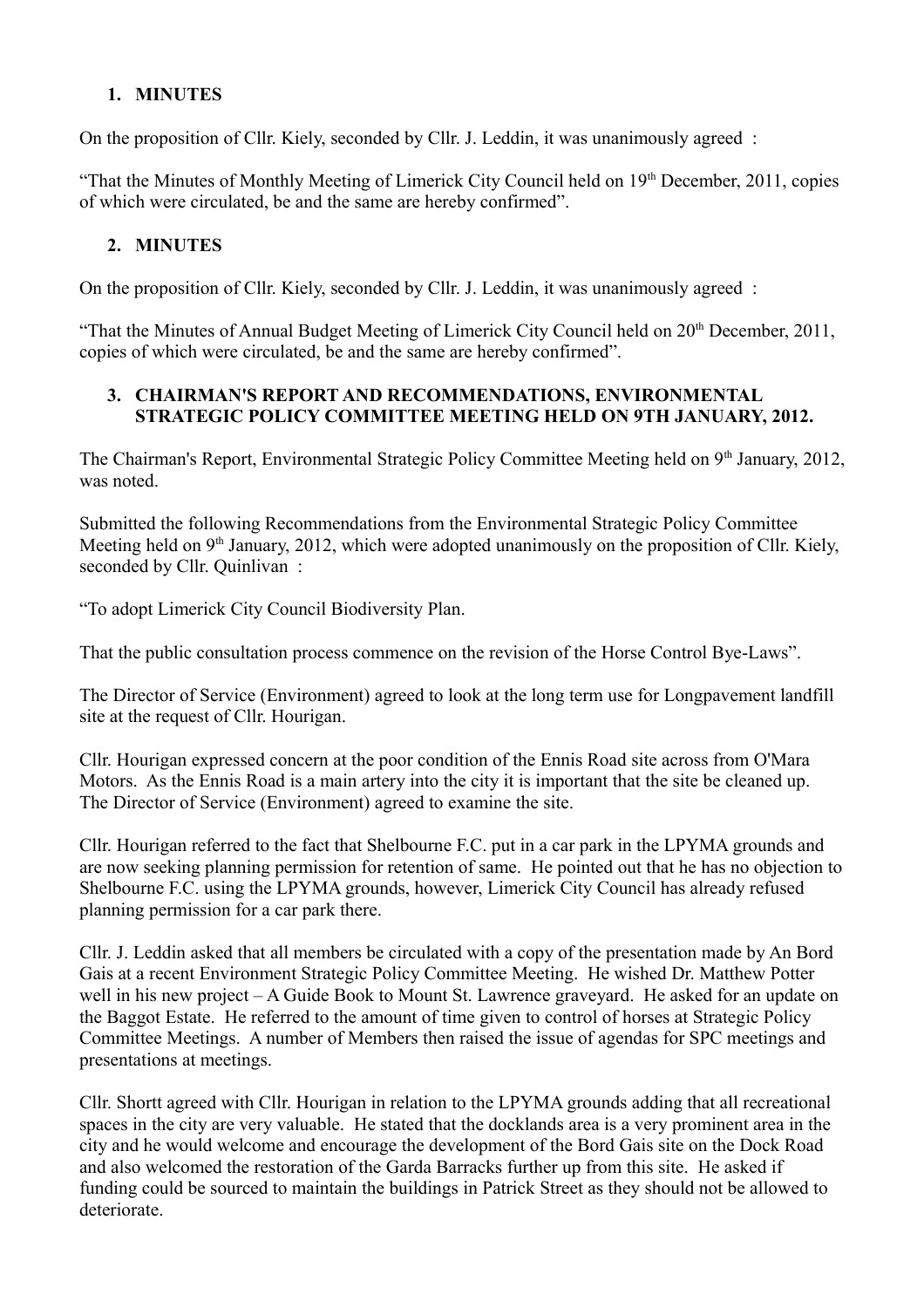1. **MINUTES**

On the proposition of Cllr. Kiely, seconded by Cllr. J. Leddin, it was unanimously agreed :

"That the Minutes of Monthly Meeting of Limerick City Council held on 19th December, 2011, copies of which were circulated, be and the same are hereby confirmed".

2. **MINUTES**

On the proposition of Cllr. Kiely, seconded by Cllr. J. Leddin, it was unanimously agreed :

"That the Minutes of Annual Budget Meeting of Limerick City Council held on 20th December, 2011, copies of which were circulated, be and the same are hereby confirmed".

3. **CHAIRMAN'S REPORT AND RECOMMENDATIONS, ENVIRONMENTAL STRATEGIC POLICY COMMITTEE MEETING HELD ON 9TH JANUARY, 2012.**

The Chairman's Report, Environmental Strategic Policy Committee Meeting held on 9th January, 2012, was noted.

Submitted the following Recommendations from the Environmental Strategic Policy Committee Meeting held on 9th January, 2012, which were adopted unanimously on the proposition of Cllr. Kiely, seconded by Cllr. Quinlivan :

"To adopt Limerick City Council Biodiversity Plan.

That the public consultation process commence on the revision of the Horse Control Bye-Laws".

The Director of Service (Environment) agreed to look at the long term use for Longpavement landfill site at the request of Cllr. Hourigan.

Cllr. Hourigan expressed concern at the poor condition of the Ennis Road site across from O'Mara Motors. As the Ennis Road is a main artery into the city it is important that the site be cleaned up. The Director of Service (Environment) agreed to examine the site.

Cllr. Hourigan referred to the fact that Shelbourne F.C. put in a car park in the LPYMA grounds and are now seeking planning permission for retention of same. He pointed out that he has no objection to Shelbourne F.C. using the LPYMA grounds, however, Limerick City Council has already refused planning permission for a car park there.

Cllr. J. Leddin asked that all members be circulated with a copy of the presentation made by An Bord Gais at a recent Environment Strategic Policy Committee Meeting. He wished Dr. Matthew Potter well in his new project – A Guide Book to Mount St. Lawrence graveyard. He asked for an update on the Baggot Estate. He referred to the amount of time given to control of horses at Strategic Policy Committee Meetings. A number of Members then raised the issue of agendas for SPC meetings and presentations at meetings.

Cllr. Shortt agreed with Cllr. Hourigan in relation to the LPYMA grounds adding that all recreational spaces in the city are very valuable. He stated that the docklands area is a very prominent area in the city and he would welcome and encourage the development of the Bord Gais site on the Dock Road and also welcomed the restoration of the Garda Barracks further up from this site. He asked if funding could be sourced to maintain the buildings in Patrick Street as they should not be allowed to deteriorate.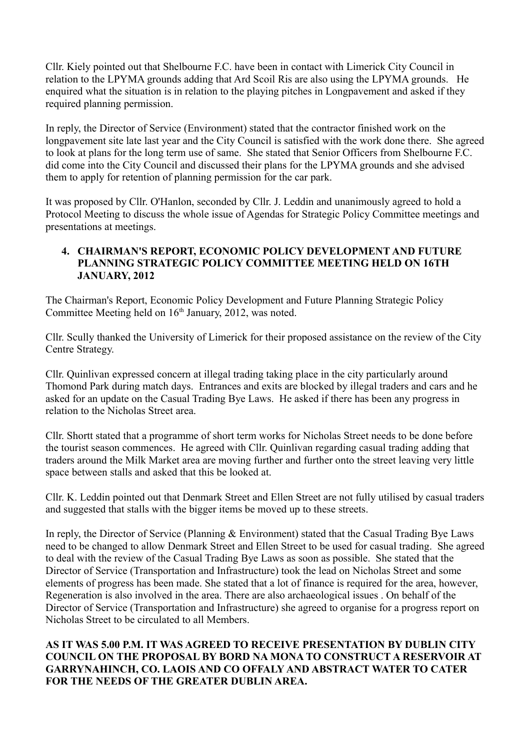Cllr. Kiely pointed out that Shelbourne F.C. have been in contact with Limerick City Council in relation to the LPYMA grounds adding that Ard Scoil Ris are also using the LPYMA grounds. He enquired what the situation is in relation to the playing pitches in Longpavement and asked if they required planning permission.

In reply, the Director of Service (Environment) stated that the contractor finished work on the longpavement site late last year and the City Council is satisfied with the work done there. She agreed to look at plans for the long term use of same. She stated that Senior Officers from Shelbourne F.C. did come into the City Council and discussed their plans for the LPYMA grounds and she advised them to apply for retention of planning permission for the car park.

It was proposed by Cllr. O'Hanlon, seconded by Cllr. J. Leddin and unanimously agreed to hold a Protocol Meeting to discuss the whole issue of Agendas for Strategic Policy Committee meetings and presentations at meetings.

**4. CHAIRMAN'S REPORT, ECONOMIC POLICY DEVELOPMENT AND FUTURE PLANNING STRATEGIC POLICY COMMITTEE MEETING HELD ON 16TH JANUARY, 2012**

The Chairman's Report, Economic Policy Development and Future Planning Strategic Policy Committee Meeting held on 16th January, 2012, was noted.

Cllr. Scully thanked the University of Limerick for their proposed assistance on the review of the City Centre Strategy.

Cllr. Quinlivan expressed concern at illegal trading taking place in the city particularly around Thomond Park during match days. Entrances and exits are blocked by illegal traders and cars and he asked for an update on the Casual Trading Bye Laws. He asked if there has been any progress in relation to the Nicholas Street area.

Cllr. Shortt stated that a programme of short term works for Nicholas Street needs to be done before the tourist season commences. He agreed with Cllr. Quinlivan regarding casual trading adding that traders around the Milk Market area are moving further and further onto the street leaving very little space between stalls and asked that this be looked at.

Cllr. K. Leddin pointed out that Denmark Street and Ellen Street are not fully utilised by casual traders and suggested that stalls with the bigger items be moved up to these streets.

In reply, the Director of Service (Planning & Environment) stated that the Casual Trading Bye Laws need to be changed to allow Denmark Street and Ellen Street to be used for casual trading. She agreed to deal with the review of the Casual Trading Bye Laws as soon as possible. She stated that the Director of Service (Transportation and Infrastructure) took the lead on Nicholas Street and some elements of progress has been made. She stated that a lot of finance is required for the area, however, Regeneration is also involved in the area. There are also archaeological issues . On behalf of the Director of Service (Transportation and Infrastructure) she agreed to organise for a progress report on Nicholas Street to be circulated to all Members.

**AS IT WAS 5.00 P.M. IT WAS AGREED TO RECEIVE PRESENTATION BY DUBLIN CITY COUNCIL ON THE PROPOSAL BY BORD NA MONA TO CONSTRUCT A RESERVOIR AT GARRYNAHINCH, CO. LAOIS AND CO OFFALY AND ABSTRACT WATER TO CATER FOR THE NEEDS OF THE GREATER DUBLIN AREA.**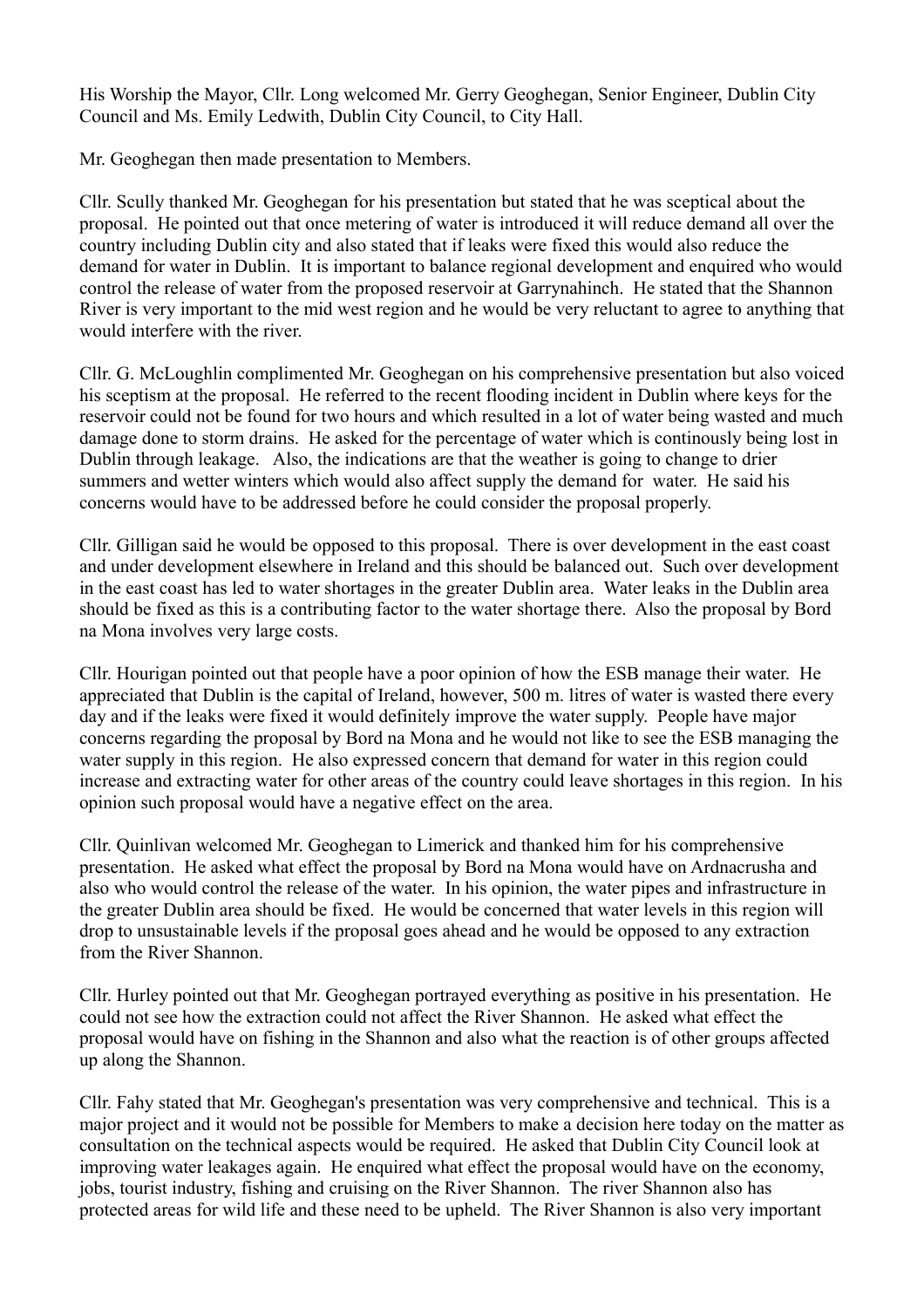His Worship the Mayor, Cllr. Long welcomed Mr. Gerry Geoghegan, Senior Engineer, Dublin City Council and Ms. Emily Ledwith, Dublin City Council, to City Hall.

Mr. Geoghegan then made presentation to Members.

Cllr. Scully thanked Mr. Geoghegan for his presentation but stated that he was sceptical about the proposal. He pointed out that once metering of water is introduced it will reduce demand all over the country including Dublin city and also stated that if leaks were fixed this would also reduce the demand for water in Dublin. It is important to balance regional development and enquired who would control the release of water from the proposed reservoir at Garrynahinch. He stated that the Shannon River is very important to the mid west region and he would be very reluctant to agree to anything that would interfere with the river.

Cllr. G. McLoughlin complimented Mr. Geoghegan on his comprehensive presentation but also voiced his sceptism at the proposal. He referred to the recent flooding incident in Dublin where keys for the reservoir could not be found for two hours and which resulted in a lot of water being wasted and much damage done to storm drains. He asked for the percentage of water which is continously being lost in Dublin through leakage. Also, the indications are that the weather is going to change to drier summers and wetter winters which would also affect supply the demand for water. He said his concerns would have to be addressed before he could consider the proposal properly.

Cllr. Gilligan said he would be opposed to this proposal. There is over development in the east coast and under development elsewhere in Ireland and this should be balanced out. Such over development in the east coast has led to water shortages in the greater Dublin area. Water leaks in the Dublin area should be fixed as this is a contributing factor to the water shortage there. Also the proposal by Bord na Mona involves very large costs.

Cllr. Hourigan pointed out that people have a poor opinion of how the ESB manage their water. He appreciated that Dublin is the capital of Ireland, however, 500 m. litres of water is wasted there every day and if the leaks were fixed it would definitely improve the water supply. People have major concerns regarding the proposal by Bord na Mona and he would not like to see the ESB managing the water supply in this region. He also expressed concern that demand for water in this region could increase and extracting water for other areas of the country could leave shortages in this region. In his opinion such proposal would have a negative effect on the area.

Cllr. Quinlivan welcomed Mr. Geoghegan to Limerick and thanked him for his comprehensive presentation. He asked what effect the proposal by Bord na Mona would have on Ardnacrusha and also who would control the release of the water. In his opinion, the water pipes and infrastructure in the greater Dublin area should be fixed. He would be concerned that water levels in this region will drop to unsustainable levels if the proposal goes ahead and he would be opposed to any extraction from the River Shannon.

Cllr. Hurley pointed out that Mr. Geoghegan portrayed everything as positive in his presentation. He could not see how the extraction could not affect the River Shannon. He asked what effect the proposal would have on fishing in the Shannon and also what the reaction is of other groups affected up along the Shannon.

Cllr. Fahy stated that Mr. Geoghegan's presentation was very comprehensive and technical. This is a major project and it would not be possible for Members to make a decision here today on the matter as consultation on the technical aspects would be required. He asked that Dublin City Council look at improving water leakages again. He enquired what effect the proposal would have on the economy, jobs, tourist industry, fishing and cruising on the River Shannon. The river Shannon also has protected areas for wild life and these need to be upheld. The River Shannon is also very important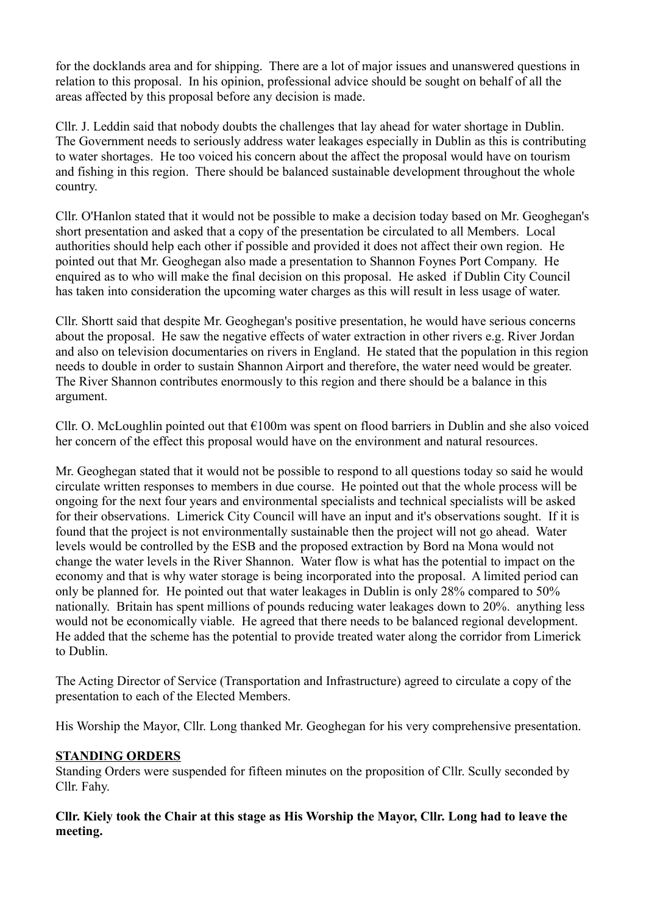for the docklands area and for shipping. There are a lot of major issues and unanswered questions in relation to this proposal. In his opinion, professional advice should be sought on behalf of all the areas affected by this proposal before any decision is made.

Cllr. J. Leddin said that nobody doubts the challenges that lay ahead for water shortage in Dublin. The Government needs to seriously address water leakages especially in Dublin as this is contributing to water shortages. He too voiced his concern about the affect the proposal would have on tourism and fishing in this region. There should be balanced sustainable development throughout the whole country.

Cllr. O'Hanlon stated that it would not be possible to make a decision today based on Mr. Geoghegan's short presentation and asked that a copy of the presentation be circulated to all Members. Local authorities should help each other if possible and provided it does not affect their own region. He pointed out that Mr. Geoghegan also made a presentation to Shannon Foynes Port Company. He enquired as to who will make the final decision on this proposal. He asked if Dublin City Council has taken into consideration the upcoming water charges as this will result in less usage of water.

Cllr. Shortt said that despite Mr. Geoghegan's positive presentation, he would have serious concerns about the proposal. He saw the negative effects of water extraction in other rivers e.g. River Jordan and also on television documentaries on rivers in England. He stated that the population in this region needs to double in order to sustain Shannon Airport and therefore, the water need would be greater. The River Shannon contributes enormously to this region and there should be a balance in this argument.

Cllr. O. McLoughlin pointed out that €100m was spent on flood barriers in Dublin and she also voiced her concern of the effect this proposal would have on the environment and natural resources.

Mr. Geoghegan stated that it would not be possible to respond to all questions today so said he would circulate written responses to members in due course. He pointed out that the whole process will be ongoing for the next four years and environmental specialists and technical specialists will be asked for their observations. Limerick City Council will have an input and it's observations sought. If it is found that the project is not environmentally sustainable then the project will not go ahead. Water levels would be controlled by the ESB and the proposed extraction by Bord na Mona would not change the water levels in the River Shannon. Water flow is what has the potential to impact on the economy and that is why water storage is being incorporated into the proposal. A limited period can only be planned for. He pointed out that water leakages in Dublin is only 28% compared to 50% nationally. Britain has spent millions of pounds reducing water leakages down to 20%. anything less would not be economically viable. He agreed that there needs to be balanced regional development. He added that the scheme has the potential to provide treated water along the corridor from Limerick to Dublin.

The Acting Director of Service (Transportation and Infrastructure) agreed to circulate a copy of the presentation to each of the Elected Members.

His Worship the Mayor, Cllr. Long thanked Mr. Geoghegan for his very comprehensive presentation.

**STANDING ORDERS**

Standing Orders were suspended for fifteen minutes on the proposition of Cllr. Scully seconded by Cllr. Fahy.

**Cllr. Kiely took the Chair at this stage as His Worship the Mayor, Cllr. Long had to leave the meeting.**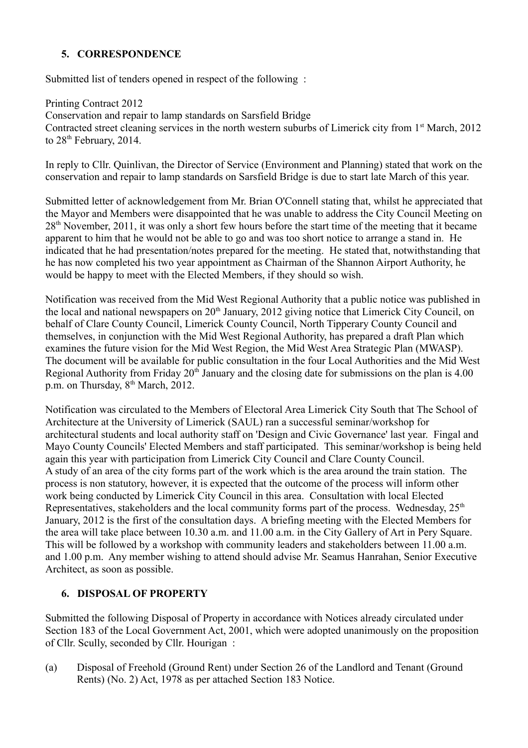## 5. CORRESPONDENCE

Submitted list of tenders opened in respect of the following :

Printing Contract 2012
Conservation and repair to lamp standards on Sarsfield Bridge
Contracted street cleaning services in the north western suburbs of Limerick city from 1st March, 2012 to 28th February, 2014.

In reply to Cllr. Quinlivan, the Director of Service (Environment and Planning) stated that work on the conservation and repair to lamp standards on Sarsfield Bridge is due to start late March of this year.

Submitted letter of acknowledgement from Mr. Brian O'Connell stating that, whilst he appreciated that the Mayor and Members were disappointed that he was unable to address the City Council Meeting on 28th November, 2011, it was only a short few hours before the start time of the meeting that it became apparent to him that he would not be able to go and was too short notice to arrange a stand in. He indicated that he had presentation/notes prepared for the meeting. He stated that, notwithstanding that he has now completed his two year appointment as Chairman of the Shannon Airport Authority, he would be happy to meet with the Elected Members, if they should so wish.

Notification was received from the Mid West Regional Authority that a public notice was published in the local and national newspapers on 20th January, 2012 giving notice that Limerick City Council, on behalf of Clare County Council, Limerick County Council, North Tipperary County Council and themselves, in conjunction with the Mid West Regional Authority, has prepared a draft Plan which examines the future vision for the Mid West Region, the Mid West Area Strategic Plan (MWASP). The document will be available for public consultation in the four Local Authorities and the Mid West Regional Authority from Friday 20th January and the closing date for submissions on the plan is 4.00 p.m. on Thursday, 8th March, 2012.

Notification was circulated to the Members of Electoral Area Limerick City South that The School of Architecture at the University of Limerick (SAUL) ran a successful seminar/workshop for architectural students and local authority staff on 'Design and Civic Governance' last year. Fingal and Mayo County Councils' Elected Members and staff participated. This seminar/workshop is being held again this year with participation from Limerick City Council and Clare County Council.
A study of an area of the city forms part of the work which is the area around the train station. The process is non statutory, however, it is expected that the outcome of the process will inform other work being conducted by Limerick City Council in this area. Consultation with local Elected Representatives, stakeholders and the local community forms part of the process. Wednesday, 25th January, 2012 is the first of the consultation days. A briefing meeting with the Elected Members for the area will take place between 10.30 a.m. and 11.00 a.m. in the City Gallery of Art in Pery Square. This will be followed by a workshop with community leaders and stakeholders between 11.00 a.m. and 1.00 p.m. Any member wishing to attend should advise Mr. Seamus Hanrahan, Senior Executive Architect, as soon as possible.

## 6. DISPOSAL OF PROPERTY

Submitted the following Disposal of Property in accordance with Notices already circulated under Section 183 of the Local Government Act, 2001, which were adopted unanimously on the proposition of Cllr. Scully, seconded by Cllr. Hourigan :

(a) Disposal of Freehold (Ground Rent) under Section 26 of the Landlord and Tenant (Ground Rents) (No. 2) Act, 1978 as per attached Section 183 Notice.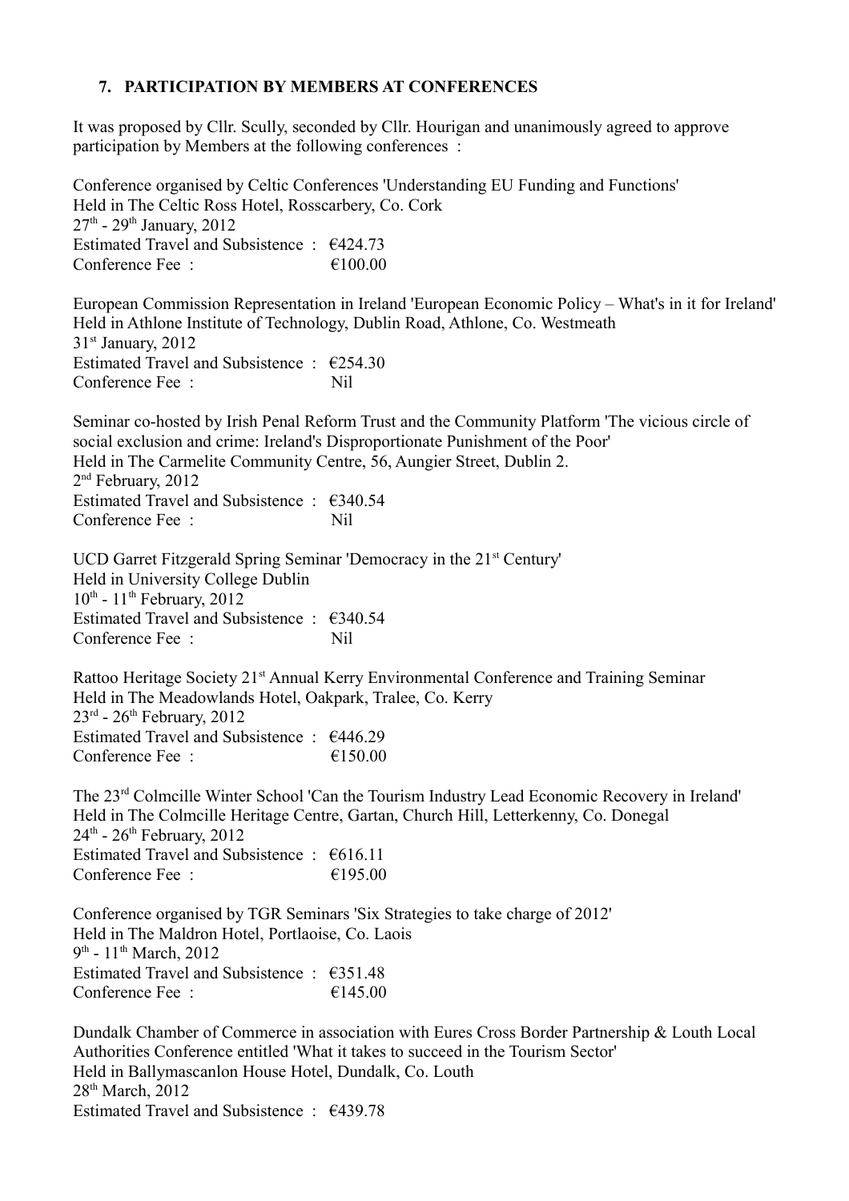## 7. PARTICIPATION BY MEMBERS AT CONFERENCES

It was proposed by Cllr. Scully, seconded by Cllr. Hourigan and unanimously agreed to approve participation by Members at the following conferences :

Conference organised by Celtic Conferences 'Understanding EU Funding and Functions'
Held in The Celtic Ross Hotel, Rosscarbery, Co. Cork
27th - 29th January, 2012
Estimated Travel and Subsistence : €424.73
Conference Fee : €100.00

European Commission Representation in Ireland 'European Economic Policy – What's in it for Ireland'
Held in Athlone Institute of Technology, Dublin Road, Athlone, Co. Westmeath
31st January, 2012
Estimated Travel and Subsistence : €254.30
Conference Fee : Nil

Seminar co-hosted by Irish Penal Reform Trust and the Community Platform 'The vicious circle of social exclusion and crime: Ireland's Disproportionate Punishment of the Poor'
Held in The Carmelite Community Centre, 56, Aungier Street, Dublin 2.
2nd February, 2012
Estimated Travel and Subsistence : €340.54
Conference Fee : Nil

UCD Garret Fitzgerald Spring Seminar 'Democracy in the 21st Century'
Held in University College Dublin
10th - 11th February, 2012
Estimated Travel and Subsistence : €340.54
Conference Fee : Nil

Rattoo Heritage Society 21st Annual Kerry Environmental Conference and Training Seminar
Held in The Meadowlands Hotel, Oakpark, Tralee, Co. Kerry
23rd - 26th February, 2012
Estimated Travel and Subsistence : €446.29
Conference Fee : €150.00

The 23rd Colmcille Winter School 'Can the Tourism Industry Lead Economic Recovery in Ireland'
Held in The Colmcille Heritage Centre, Gartan, Church Hill, Letterkenny, Co. Donegal
24th - 26th February, 2012
Estimated Travel and Subsistence : €616.11
Conference Fee : €195.00

Conference organised by TGR Seminars 'Six Strategies to take charge of 2012'
Held in The Maldron Hotel, Portlaoise, Co. Laois
9th - 11th March, 2012
Estimated Travel and Subsistence : €351.48
Conference Fee : €145.00

Dundalk Chamber of Commerce in association with Eures Cross Border Partnership & Louth Local Authorities Conference entitled 'What it takes to succeed in the Tourism Sector'
Held in Ballymascanlon House Hotel, Dundalk, Co. Louth
28th March, 2012
Estimated Travel and Subsistence : €439.78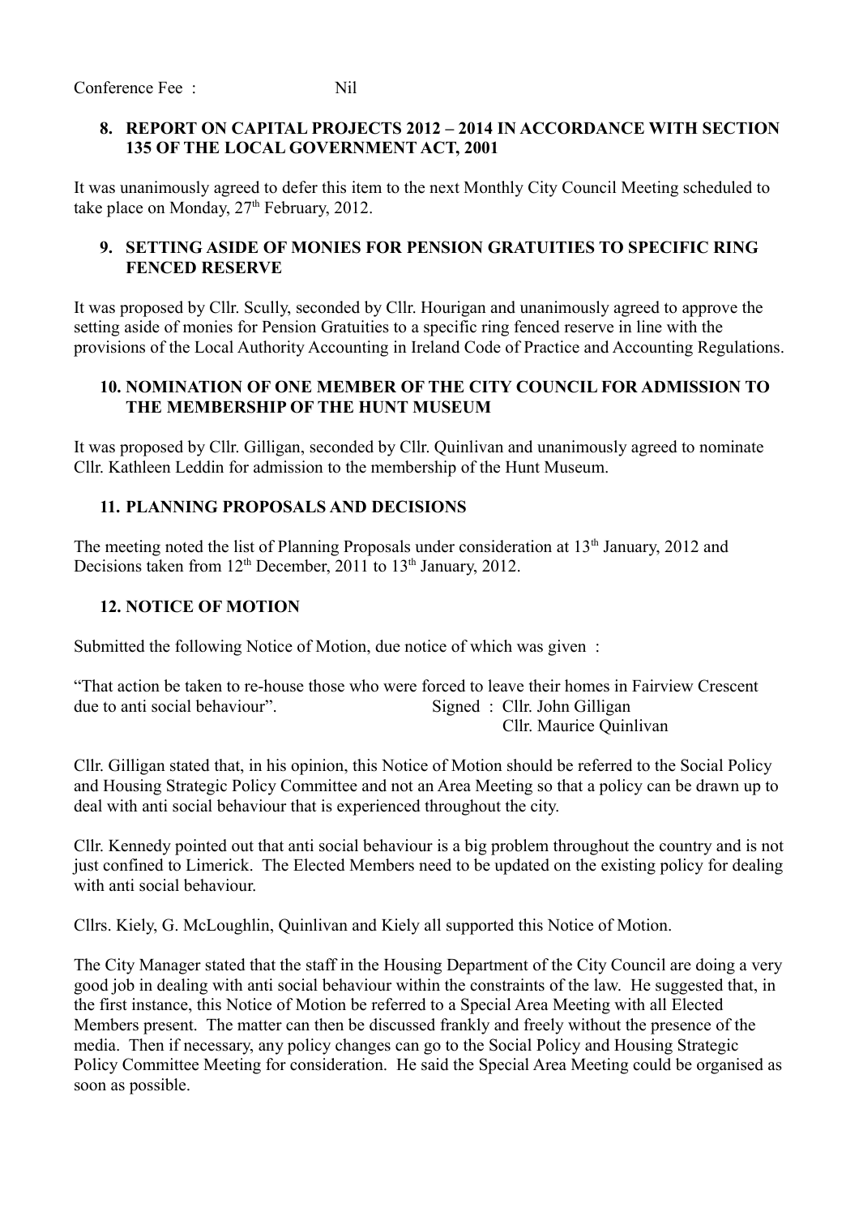Conference Fee : Nil

### 8. REPORT ON CAPITAL PROJECTS 2012 – 2014 IN ACCORDANCE WITH SECTION 135 OF THE LOCAL GOVERNMENT ACT, 2001

It was unanimously agreed to defer this item to the next Monthly City Council Meeting scheduled to take place on Monday, 27th February, 2012.

### 9. SETTING ASIDE OF MONIES FOR PENSION GRATUITIES TO SPECIFIC RING FENCED RESERVE

It was proposed by Cllr. Scully, seconded by Cllr. Hourigan and unanimously agreed to approve the setting aside of monies for Pension Gratuities to a specific ring fenced reserve in line with the provisions of the Local Authority Accounting in Ireland Code of Practice and Accounting Regulations.

### 10. NOMINATION OF ONE MEMBER OF THE CITY COUNCIL FOR ADMISSION TO THE MEMBERSHIP OF THE HUNT MUSEUM

It was proposed by Cllr. Gilligan, seconded by Cllr. Quinlivan and unanimously agreed to nominate Cllr. Kathleen Leddin for admission to the membership of the Hunt Museum.

### 11. PLANNING PROPOSALS AND DECISIONS

The meeting noted the list of Planning Proposals under consideration at 13th January, 2012 and Decisions taken from 12th December, 2011 to 13th January, 2012.

### 12. NOTICE OF MOTION

Submitted the following Notice of Motion, due notice of which was given :

"That action be taken to re-house those who were forced to leave their homes in Fairview Crescent due to anti social behaviour". Signed : Cllr. John Gilligan
Cllr. Maurice Quinlivan

Cllr. Gilligan stated that, in his opinion, this Notice of Motion should be referred to the Social Policy and Housing Strategic Policy Committee and not an Area Meeting so that a policy can be drawn up to deal with anti social behaviour that is experienced throughout the city.

Cllr. Kennedy pointed out that anti social behaviour is a big problem throughout the country and is not just confined to Limerick. The Elected Members need to be updated on the existing policy for dealing with anti social behaviour.

Cllrs. Kiely, G. McLoughlin, Quinlivan and Kiely all supported this Notice of Motion.

The City Manager stated that the staff in the Housing Department of the City Council are doing a very good job in dealing with anti social behaviour within the constraints of the law. He suggested that, in the first instance, this Notice of Motion be referred to a Special Area Meeting with all Elected Members present. The matter can then be discussed frankly and freely without the presence of the media. Then if necessary, any policy changes can go to the Social Policy and Housing Strategic Policy Committee Meeting for consideration. He said the Special Area Meeting could be organised as soon as possible.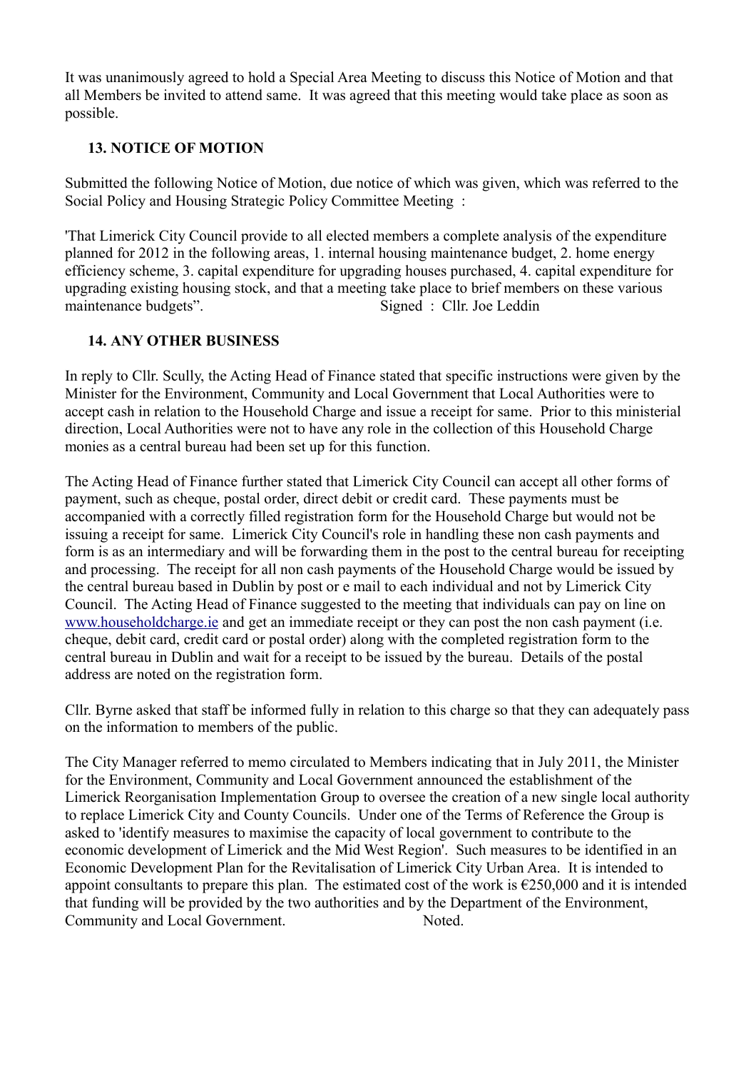It was unanimously agreed to hold a Special Area Meeting to discuss this Notice of Motion and that all Members be invited to attend same. It was agreed that this meeting would take place as soon as possible.

### 13. NOTICE OF MOTION

Submitted the following Notice of Motion, due notice of which was given, which was referred to the Social Policy and Housing Strategic Policy Committee Meeting :

'That Limerick City Council provide to all elected members a complete analysis of the expenditure planned for 2012 in the following areas, 1. internal housing maintenance budget, 2. home energy efficiency scheme, 3. capital expenditure for upgrading houses purchased, 4. capital expenditure for upgrading existing housing stock, and that a meeting take place to brief members on these various maintenance budgets". Signed : Cllr. Joe Leddin

### 14. ANY OTHER BUSINESS

In reply to Cllr. Scully, the Acting Head of Finance stated that specific instructions were given by the Minister for the Environment, Community and Local Government that Local Authorities were to accept cash in relation to the Household Charge and issue a receipt for same. Prior to this ministerial direction, Local Authorities were not to have any role in the collection of this Household Charge monies as a central bureau had been set up for this function.

The Acting Head of Finance further stated that Limerick City Council can accept all other forms of payment, such as cheque, postal order, direct debit or credit card. These payments must be accompanied with a correctly filled registration form for the Household Charge but would not be issuing a receipt for same. Limerick City Council's role in handling these non cash payments and form is as an intermediary and will be forwarding them in the post to the central bureau for receipting and processing. The receipt for all non cash payments of the Household Charge would be issued by the central bureau based in Dublin by post or e mail to each individual and not by Limerick City Council. The Acting Head of Finance suggested to the meeting that individuals can pay on line on www.householdcharge.ie and get an immediate receipt or they can post the non cash payment (i.e. cheque, debit card, credit card or postal order) along with the completed registration form to the central bureau in Dublin and wait for a receipt to be issued by the bureau. Details of the postal address are noted on the registration form.

Cllr. Byrne asked that staff be informed fully in relation to this charge so that they can adequately pass on the information to members of the public.

The City Manager referred to memo circulated to Members indicating that in July 2011, the Minister for the Environment, Community and Local Government announced the establishment of the Limerick Reorganisation Implementation Group to oversee the creation of a new single local authority to replace Limerick City and County Councils. Under one of the Terms of Reference the Group is asked to 'identify measures to maximise the capacity of local government to contribute to the economic development of Limerick and the Mid West Region'. Such measures to be identified in an Economic Development Plan for the Revitalisation of Limerick City Urban Area. It is intended to appoint consultants to prepare this plan. The estimated cost of the work is €250,000 and it is intended that funding will be provided by the two authorities and by the Department of the Environment, Community and Local Government. Noted.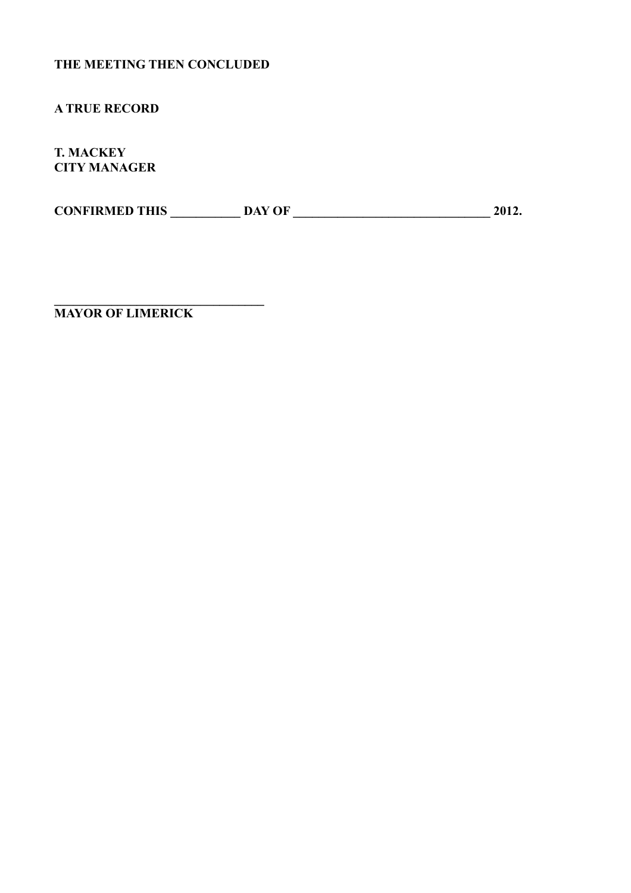**THE MEETING THEN CONCLUDED**

**A TRUE RECORD**

**T. MACKEY**
**CITY MANAGER**

**CONFIRMED THIS ___________ DAY OF ________________________________ 2012.**

**__________________________________**
**MAYOR OF LIMERICK**